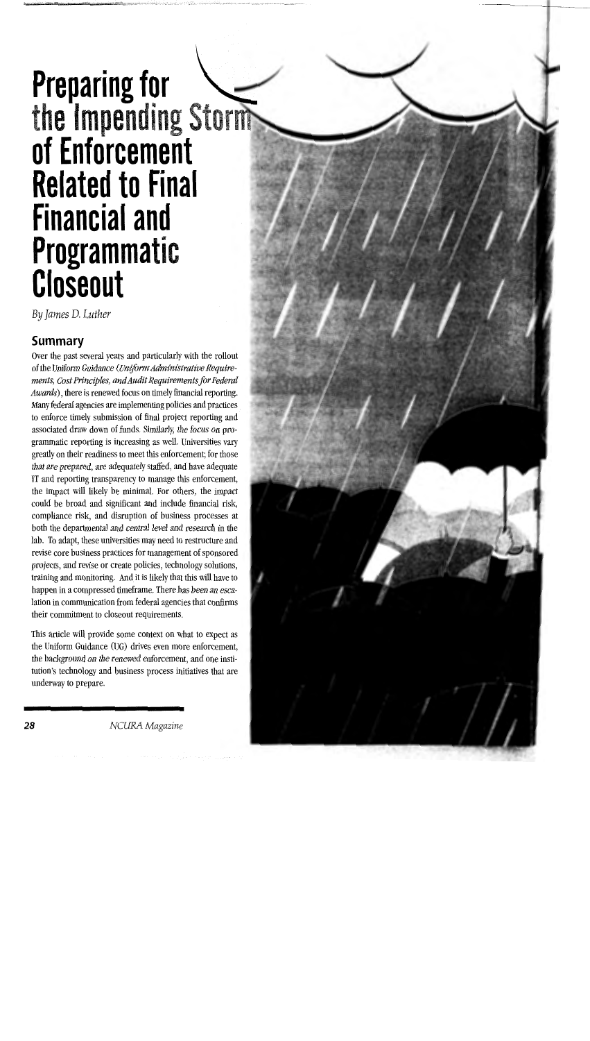# Preparing for the Impending Storm of Enforcement Related to Final Financial and Programmatic Closeout

*By James D. Luther*

## Summary

Over the past several years and particularly with the rollout of the Uniform Guidance (*Uniform Administrative Requirements, Cost Principles, and Audit Requirements for Federal Awards*), there is renewed focus on timely financial reporting. Many federal agencies are implementing policies and practices to enforce timely submission of final project reporting and associated draw down of funds. Similarly, the focus on programmatic reporting is increasing as well. Universities vary greatly on their readiness to meet this enforcement; for those that are prepared, are adequately staffed, and have adequate IT and reporting transparency to manage this enforcement, the impact will likely be minimal. For others, the impact could be broad and significant and include financial risk, compliance risk, and disruption of business processes at both the departmental and central level and research in the lab. To adapt, these universities may need to restructure and revise core business practices for management of sponsored projects, and revise or create policies, technology solutions, training and monitoring. And it is likely that this will have to happen in a compressed timeframe. There has been an escalation in communication from federal agencies that confirms their commitment to closeout requirements.

This article will provide some context on what to expect as the Uniform Guidance (UG) drives even more enforcement, the background on the renewed enforcement, and one institution's technology and business process initiatives that are underway to prepare.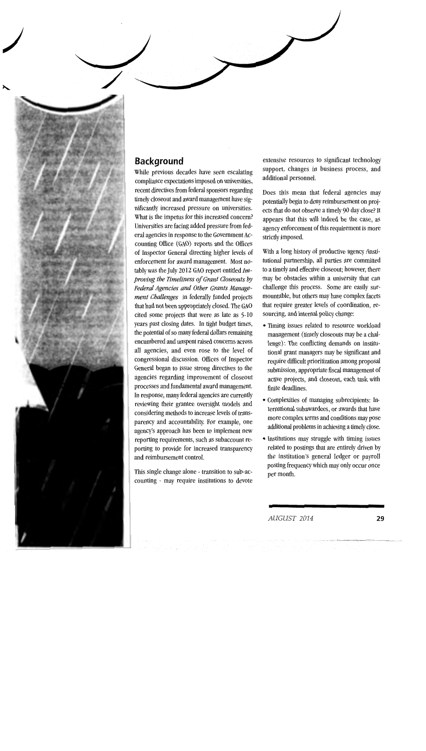## Background

While previous decades have seen escalating compliance expectations imposed on universities, recent directives from federal sponsors regarding timely closeout and award management have significantly increased pressure on universities. What is the impetus for this increased concern? Universities are facing added pressure from federal agencies in response to the Government Accounting Office (GAO) reports and the Offices of Inspector General directing higher levels of enforcement for award management. Most notably was the July 2012 GAO report entitled *Improving the Timeliness of Grant Closeouts by Federal Agencies and Other Grants Management Challenges* in federally funded projects that had not been appropriately closed. The GAO cited some projects that were as late as 5-10 years past closing dates. In tight budget times, the potential of so many federal dollars remaining encumbered and unspent raised concerns across all agencies, and even rose to the level of congressional discussion. Offices of Inspector General began to issue strong directives to the agencies regarding improvement of closeout processes and fundamental award management. In response, many federal agencies are currently reviewing their grantee oversight models and considering methods to increase levels of transparency and accountability. For example, one agency's approach has been to implement new reporting requirements, such as subaccount reporting to provide for increased transparency and reimbursement control.

This single change alone - transition to sub-accounting - may require institutions to devote extensive resources to significant technology support, changes in business process, and additional personnel.

Does this mean that federal agencies may potentially begin to deny reimbursement on projects that do not observe a timely 90 day close? It appears that this will indeed be the case, as agency enforcement of this requirement is more strictly imposed.

With a long history of productive agency /institutional partnership, all parties are committed to a timely and effective closeout; however, there may be obstacles within a university that can challenge this process. Some are easily surmountable, but others may have complex facets that require greater levels of coordination, resourcing, and internal policy change:

- Timing issues related to resource workload management (timely closeouts may be a challenge): The conflicting demands on institutional grant managers may be significant and require difficult prioritization among proposal submission, appropriate fiscal management of active projects, and closeout, each task with finite deadlines.
- Complexities of managing subrecipients: International subawardees, or awards that have more complex terms and conditions may pose additional problems in achieving a timely close.
- Institutions may struggle with timing issues related to postings that are entirely driven by the institution's general ledger or payroll posting frequency which may only occur once per month.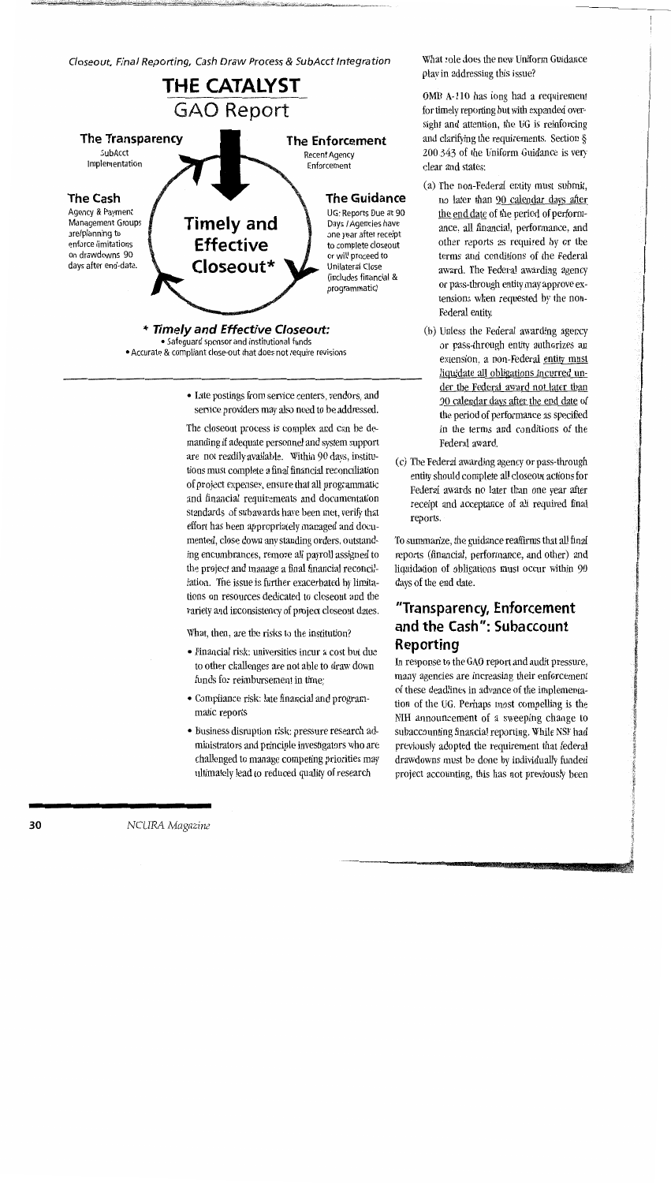*Closeout, Final Reporting, Cash Draw Process & SubAcct Integration*

## THE CATALYST

### GAO Report

**The Transparency**
SubAcct Implementation

**The Enforcement**
Recent Agency Enforcement

**The Cash**
Agency & Payment Management Groups are/planning to enforce limitations on drawdowns 90 days after end-date.

**Timely and Effective Closeout***

**The Guidance**
UG: Reports Due at 90 Days / Agencies have one year after receipt to complete closeout or will proceed to Unilateral Close (includes financial & programmatic)

*** *Timely and Effective Closeout:***

- Safeguard sponsor and institutional funds
- Accurate & compliant close-out that does not require revisions

- Late postings from service centers, vendors, and service providers may also need to be addressed.

The closeout process is complex and can be demanding if adequate personnel and system support are not readily available. Within 90 days, institutions must complete a final financial reconciliation of project expenses, ensure that all programmatic and financial requirements and documentation standards of subawards have been met, verify that effort has been appropriately managed and documented, close down any standing orders, outstanding encumbrances, remove all payroll assigned to the project and manage a final financial reconciliation. The issue is further exacerbated by limitations on resources dedicated to closeout and the variety and inconsistency of project closeout dates.

What, then, are the risks to the institution?

- Financial risk: universities incur a cost but due to other challenges are not able to draw down funds for reimbursement in time;
- Compliance risk: late financial and programmatic reports
- Business disruption risk: pressure research administrators and principle investigators who are challenged to manage competing priorities may ultimately lead to reduced quality of research

What role does the new Uniform Guidance play in addressing this issue?

OMB A-110 has long had a requirement for timely reporting but with expanded oversight and attention, the UG is reinforcing and clarifying the requirements. Section § 200.343 of the Uniform Guidance is very clear and states:

(a) The non-Federal entity must submit, no later than 90 calendar days after the end date of the period of performance, all financial, performance, and other reports as required by or the terms and conditions of the Federal award. The Federal awarding agency or pass-through entity may approve extensions when requested by the non-Federal entity.

(b) Unless the Federal awarding agency or pass-through entity authorizes an extension, a non-Federal entity must liquidate all obligations incurred under the Federal award not later than 90 calendar days after the end date of the period of performance as specified in the terms and conditions of the Federal award.

(c) The Federal awarding agency or pass-through entity should complete all closeout actions for Federal awards no later than one year after receipt and acceptance of all required final reports.

To summarize, the guidance reaffirms that all final reports (financial, performance, and other) and liquidation of obligations must occur within 90 days of the end date.

## "Transparency, Enforcement and the Cash": Subaccount Reporting

In response to the GAO report and audit pressure, many agencies are increasing their enforcement of these deadlines in advance of the implementation of the UG. Perhaps most compelling is the NIH announcement of a sweeping change to subaccounting financial reporting. While NSF had previously adopted the requirement that federal drawdowns must be done by individually funded project accounting, this has not previously been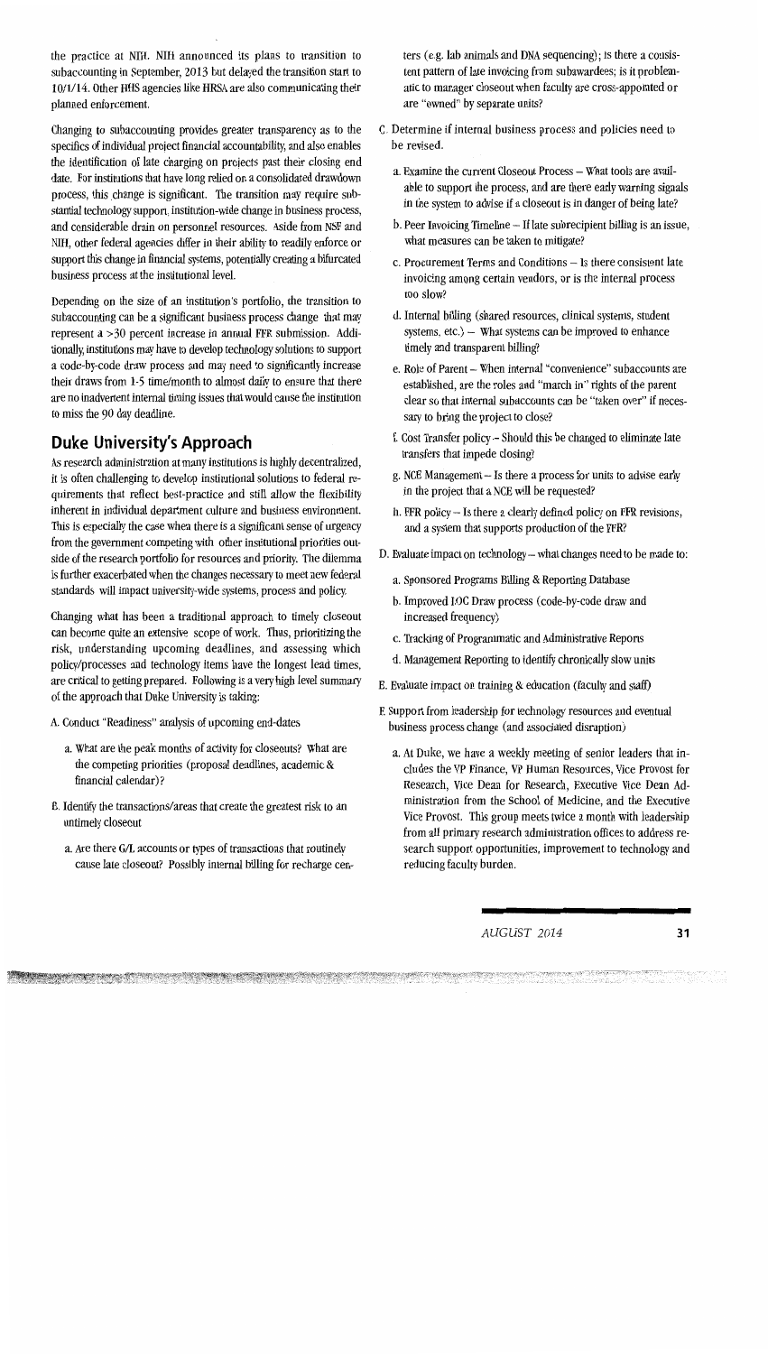the practice at NIH. NIH announced its plans to transition to subaccounting in September, 2013 but delayed the transition start to 10/1/14. Other HHS agencies like HRSA are also communicating their planned enforcement.

Changing to subaccounting provides greater transparency as to the specifics of individual project financial accountability, and also enables the identification of late charging on projects past their closing end date. For institutions that have long relied on a consolidated drawdown process, this change is significant. The transition may require substantial technology support, institution-wide change in business process, and considerable drain on personnel resources. Aside from NSF and NIH, other federal agencies differ in their ability to readily enforce or support this change in financial systems, potentially creating a bifurcated business process at the institutional level.

Depending on the size of an institution's portfolio, the transition to subaccounting can be a significant business process change that may represent a >30 percent increase in annual FFR submission. Additionally, institutions may have to develop technology solutions to support a code-by-code draw process and may need to significantly increase their draws from 1-5 time/month to almost daily to ensure that there are no inadvertent internal timing issues that would cause the institution to miss the 90 day deadline.

## Duke University's Approach

As research administration at many institutions is highly decentralized, it is often challenging to develop institutional solutions to federal requirements that reflect best-practice and still allow the flexibility inherent in individual department culture and business environment. This is especially the case when there is a significant sense of urgency from the government competing with other institutional priorities outside of the research portfolio for resources and priority. The dilemma is further exacerbated when the changes necessary to meet new federal standards will impact university-wide systems, process and policy.

Changing what has been a traditional approach to timely closeout can become quite an extensive scope of work. Thus, prioritizing the risk, understanding upcoming deadlines, and assessing which policy/processes and technology items have the longest lead times, are critical to getting prepared. Following is a very high level summary of the approach that Duke University is taking:

A. Conduct "Readiness" analysis of upcoming end-dates

   a. What are the peak months of activity for closeouts? What are the competing priorities (proposal deadlines, academic & financial calendar)?

B. Identify the transactions/areas that create the greatest risk to an untimely closeout

   a. Are there G/L accounts or types of transactions that routinely cause late closeout? Possibly internal billing for recharge centers (e.g. lab animals and DNA sequencing); is there a consistent pattern of late invoicing from subawardees; is it problematic to manager closeout when faculty are cross-appointed or are "owned" by separate units?

C. Determine if internal business process and policies need to be revised.

   a. Examine the current Closeout Process – What tools are available to support the process, and are there early warning signals in the system to advise if a closeout is in danger of being late?

   b. Peer Invoicing Timeline – If late subrecipient billing is an issue, what measures can be taken to mitigate?

   c. Procurement Terms and Conditions – Is there consistent late invoicing among certain vendors, or is the internal process too slow?

   d. Internal billing (shared resources, clinical systems, student systems, etc.) – What systems can be improved to enhance timely and transparent billing?

   e. Role of Parent – When internal "convenience" subaccounts are established, are the roles and "march in" rights of the parent clear so that internal subaccounts can be "taken over" if necessary to bring the project to close?

   f. Cost Transfer policy – Should this be changed to eliminate late transfers that impede closing?

   g. NCE Management – Is there a process for units to advise early in the project that a NCE will be requested?

   h. FFR policy – Is there a clearly defined policy on FFR revisions, and a system that supports production of the FFR?

D. Evaluate impact on technology – what changes need to be made to:

   a. Sponsored Programs Billing & Reporting Database

   b. Improved LOC Draw process (code-by-code draw and increased frequency)

   c. Tracking of Programmatic and Administrative Reports

   d. Management Reporting to identify chronically slow units

E. Evaluate impact on training & education (faculty and staff)

F. Support from leadership for technology resources and eventual business process change (and associated disruption)

   a. At Duke, we have a weekly meeting of senior leaders that includes the VP Finance, VP Human Resources, Vice Provost for Research, Vice Dean for Research, Executive Vice Dean Administration from the School of Medicine, and the Executive Vice Provost. This group meets twice a month with leadership from all primary research administration offices to address research support opportunities, improvement to technology and reducing faculty burden.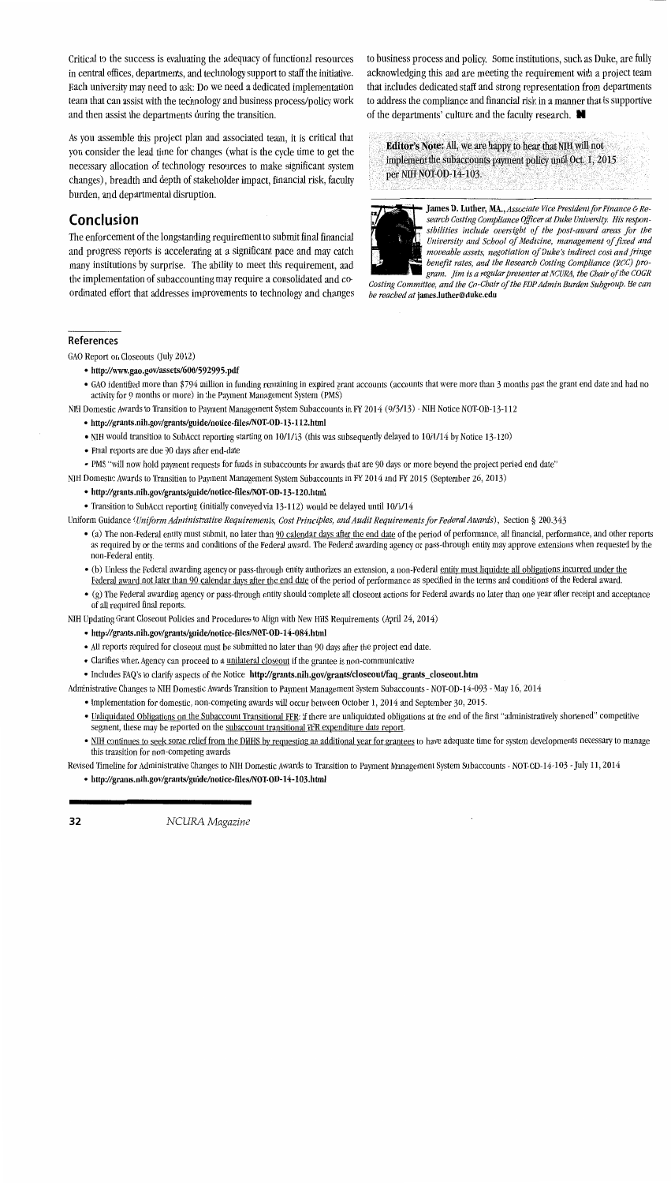Critical to the success is evaluating the adequacy of functional resources in central offices, departments, and technology support to staff the initiative. Each university may need to ask: Do we need a dedicated implementation team that can assist with the technology and business process/policy work and then assist the departments during the transition.

As you assemble this project plan and associated team, it is critical that you consider the lead time for changes (what is the cycle time to get the necessary allocation of technology resources to make significant system changes), breadth and depth of stakeholder impact, financial risk, faculty burden, and departmental disruption.

## Conclusion

The enforcement of the longstanding requirement to submit final financial and progress reports is accelerating at a significant pace and may catch many institutions by surprise. The ability to meet this requirement, and the implementation of subaccounting may require a consolidated and coordinated effort that addresses improvements to technology and changes to business process and policy. Some institutions, such as Duke, are fully acknowledging this and are meeting the requirement with a project team that includes dedicated staff and strong representation from departments to address the compliance and financial risk in a manner that is supportive of the departments' culture and the faculty research.

**Editor's Note:** All, we are happy to hear that NIH will not implement the subaccounts payment policy until Oct. 1, 2015 per NIH NOT-OD-14-103.

**James D. Luther, MA,** *Associate Vice President for Finance & Research Costing Compliance Officer at Duke University. His responsibilities include oversight of the post-award areas for the University and School of Medicine, management of fixed and moveable assets, negotiation of Duke's indirect cost and fringe benefit rates, and the Research Costing Compliance (RCC) program. Jim is a regular presenter at NCURA, the Chair of the COGR Costing Committee, and the Co-Chair of the FDP Admin Burden Subgroup. He can be reached at* **james.luther@duke.edu**

## References

GAO Report on Closeouts (July 2012)

- **http://www.gao.gov/assets/600/592995.pdf**
- GAO identified more than $794 million in funding remaining in expired grant accounts (accounts that were more than 3 months past the grant end date and had no activity for 9 months or more) in the Payment Management System (PMS)

NIH Domestic Awards to Transition to Payment Management System Subaccounts in FY 2014 (9/3/13) - NIH Notice NOT-OD-13-112

- **http://grants.nih.gov/grants/guide/notice-files/NOT-OD-13-112.html**
- NIH would transition to SubAcct reporting starting on 10/1/13 (this was subsequently delayed to 10/1/14 by Notice 13-120)
- Final reports are due 90 days after end-date
- PMS "will now hold payment requests for funds in subaccounts for awards that are 90 days or more beyond the project period end date"

NIH Domestic Awards to Transition to Payment Management System Subaccounts in FY 2014 and FY 2015 (September 26, 2013)

- **http://grants.nih.gov/grants/guide/notice-files/NOT-OD-13-120.html**
- Transition to SubAcct reporting (initially conveyed via 13-112) would be delayed until 10/1/14

Uniform Guidance (*Uniform Administrative Requirements, Cost Principles, and Audit Requirements for Federal Awards*), Section § 200.343

- (a) The non-Federal entity must submit, no later than 90 calendar days after the end date of the period of performance, all financial, performance, and other reports as required by or the terms and conditions of the Federal award. The Federal awarding agency or pass-through entity may approve extensions when requested by the non-Federal entity.
- (b) Unless the Federal awarding agency or pass-through entity authorizes an extension, a non-Federal entity must liquidate all obligations incurred under the Federal award not later than 90 calendar days after the end date of the period of performance as specified in the terms and conditions of the Federal award.
- (g) The Federal awarding agency or pass-through entity should complete all closeout actions for Federal awards no later than one year after receipt and acceptance of all required final reports.

NIH Updating Grant Closeout Policies and Procedures to Align with New HHS Requirements (April 24, 2014)

- **http://grants.nih.gov/grants/guide/notice-files/NOT-OD-14-084.html**
- All reports required for closeout must be submitted no later than 90 days after the project end date.
- Clarifies when Agency can proceed to a unilateral closeout if the grantee is non-communicative
- Includes FAQ's to clarify aspects of the Notice **http://grants.nih.gov/grants/closeout/faq_grants_closeout.htm**

Administrative Changes to NIH Domestic Awards Transition to Payment Management System Subaccounts - NOT-OD-14-093 - May 16, 2014

- Implementation for domestic, non-competing awards will occur between October 1, 2014 and September 30, 2015.
- Unliquidated Obligations on the Subaccount Transitional FFR: If there are unliquidated obligations at the end of the first "administratively shortened" competitive segment, these may be reported on the subaccount transitional FFR expenditure data report.
- NIH continues to seek some relief from the DHHS by requesting an additional year for grantees to have adequate time for system developments necessary to manage this transition for non-competing awards

Revised Timeline for Administrative Changes to NIH Domestic Awards to Transition to Payment Management System Subaccounts - NOT-OD-14-103 - July 11, 2014

- **http://grants.nih.gov/grants/guide/notice-files/NOT-OD-14-103.html**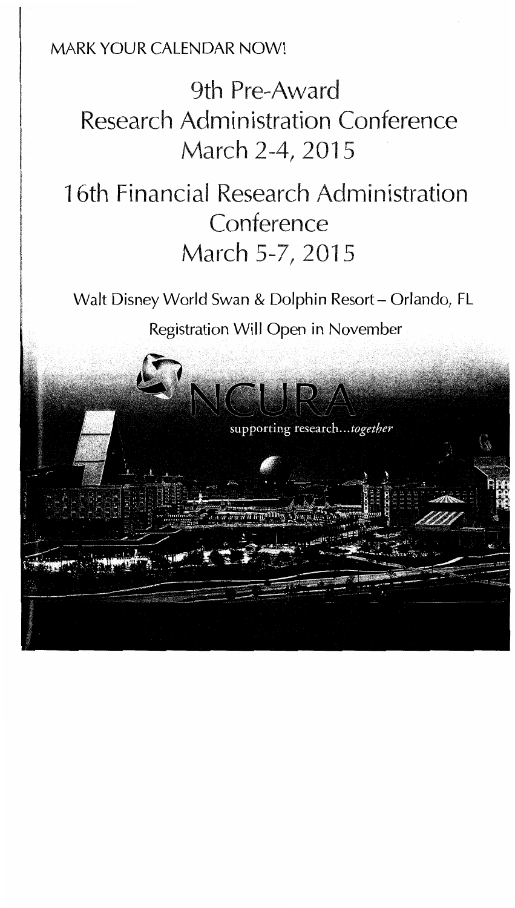MARK YOUR CALENDAR NOW!

# 9th Pre-Award Research Administration Conference
## March 2-4, 2015

# 16th Financial Research Administration Conference
## March 5-7, 2015

Walt Disney World Swan & Dolphin Resort – Orlando, FL

Registration Will Open in November

NCURA

supporting research...*together*